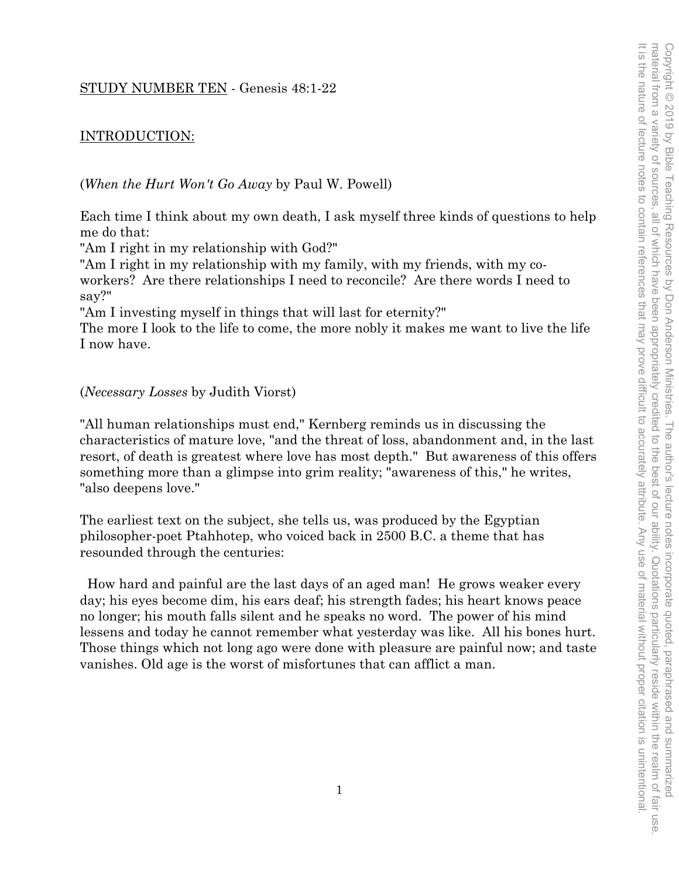STUDY NUMBER TEN - Genesis 48:1-22

INTRODUCTION:

(*When the Hurt Won't Go Away* by Paul W. Powell)

Each time I think about my own death, I ask myself three kinds of questions to help me do that:
"Am I right in my relationship with God?"
"Am I right in my relationship with my family, with my friends, with my co-workers? Are there relationships I need to reconcile? Are there words I need to say?"
"Am I investing myself in things that will last for eternity?"
The more I look to the life to come, the more nobly it makes me want to live the life I now have.

(*Necessary Losses* by Judith Viorst)

"All human relationships must end," Kernberg reminds us in discussing the characteristics of mature love, "and the threat of loss, abandonment and, in the last resort, of death is greatest where love has most depth." But awareness of this offers something more than a glimpse into grim reality; "awareness of this," he writes, "also deepens love."

The earliest text on the subject, she tells us, was produced by the Egyptian philosopher-poet Ptahhotep, who voiced back in 2500 B.C. a theme that has resounded through the centuries:

> How hard and painful are the last days of an aged man! He grows weaker every day; his eyes become dim, his ears deaf; his strength fades; his heart knows peace no longer; his mouth falls silent and he speaks no word. The power of his mind lessens and today he cannot remember what yesterday was like. All his bones hurt. Those things which not long ago were done with pleasure are painful now; and taste vanishes. Old age is the worst of misfortunes that can afflict a man.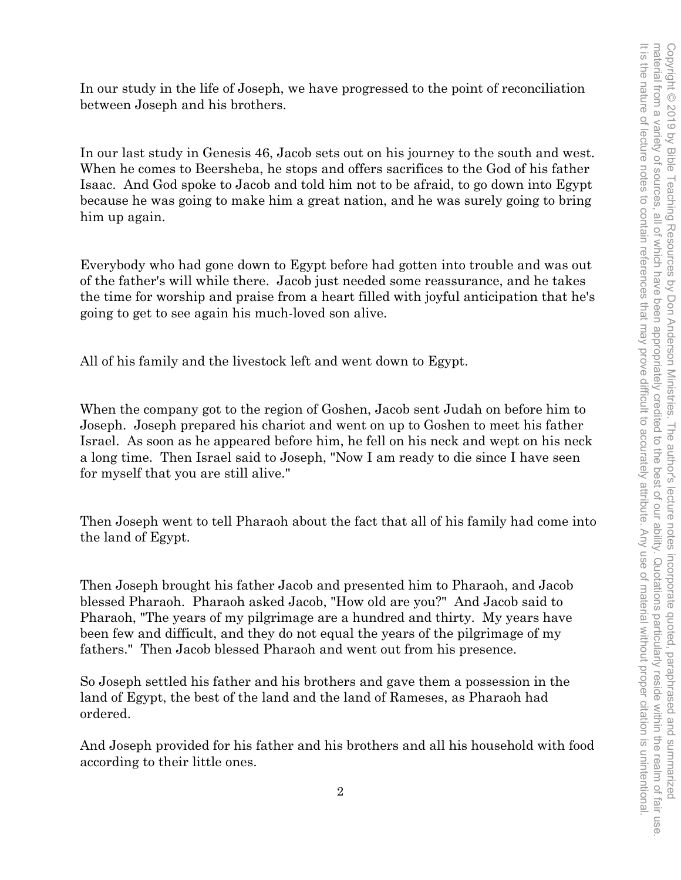In our study in the life of Joseph, we have progressed to the point of reconciliation between Joseph and his brothers.

In our last study in Genesis 46, Jacob sets out on his journey to the south and west. When he comes to Beersheba, he stops and offers sacrifices to the God of his father Isaac. And God spoke to Jacob and told him not to be afraid, to go down into Egypt because he was going to make him a great nation, and he was surely going to bring him up again.

Everybody who had gone down to Egypt before had gotten into trouble and was out of the father's will while there. Jacob just needed some reassurance, and he takes the time for worship and praise from a heart filled with joyful anticipation that he's going to get to see again his much-loved son alive.

All of his family and the livestock left and went down to Egypt.

When the company got to the region of Goshen, Jacob sent Judah on before him to Joseph. Joseph prepared his chariot and went on up to Goshen to meet his father Israel. As soon as he appeared before him, he fell on his neck and wept on his neck a long time. Then Israel said to Joseph, "Now I am ready to die since I have seen for myself that you are still alive."

Then Joseph went to tell Pharaoh about the fact that all of his family had come into the land of Egypt.

Then Joseph brought his father Jacob and presented him to Pharaoh, and Jacob blessed Pharaoh. Pharaoh asked Jacob, "How old are you?" And Jacob said to Pharaoh, "The years of my pilgrimage are a hundred and thirty. My years have been few and difficult, and they do not equal the years of the pilgrimage of my fathers." Then Jacob blessed Pharaoh and went out from his presence.

So Joseph settled his father and his brothers and gave them a possession in the land of Egypt, the best of the land and the land of Rameses, as Pharaoh had ordered.

And Joseph provided for his father and his brothers and all his household with food according to their little ones.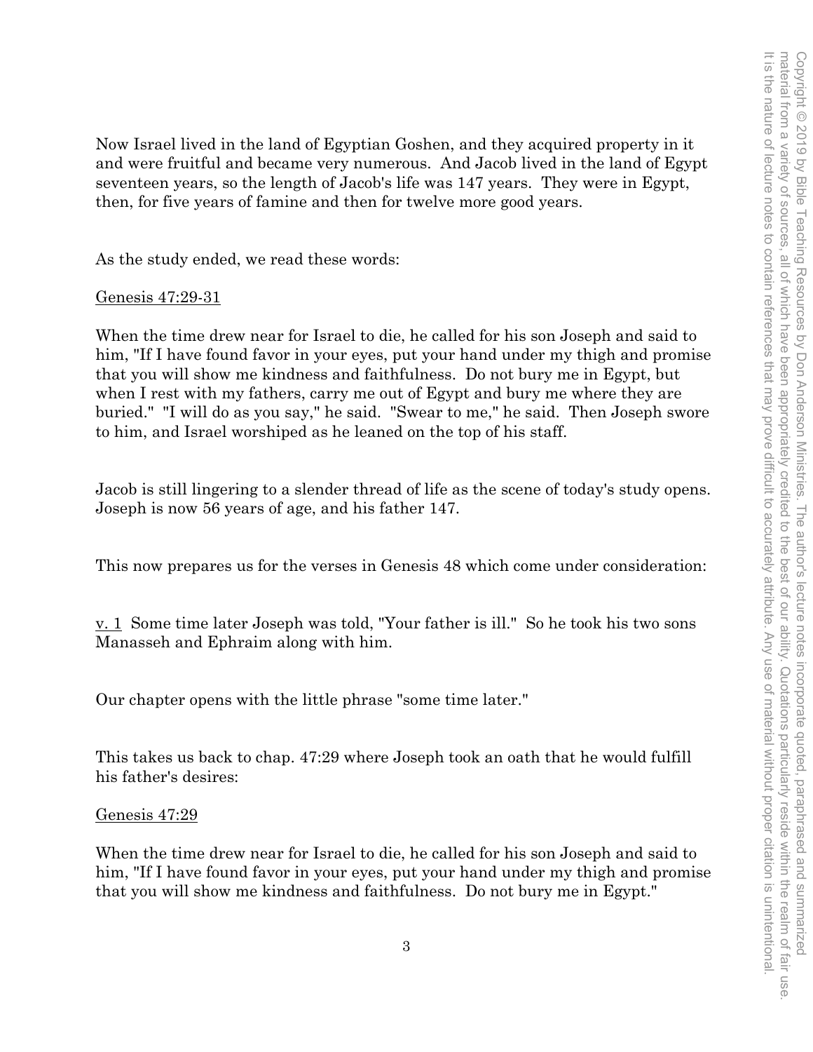Now Israel lived in the land of Egyptian Goshen, and they acquired property in it and were fruitful and became very numerous. And Jacob lived in the land of Egypt seventeen years, so the length of Jacob's life was 147 years. They were in Egypt, then, for five years of famine and then for twelve more good years.

As the study ended, we read these words:

<u>Genesis 47:29-31</u>

When the time drew near for Israel to die, he called for his son Joseph and said to him, "If I have found favor in your eyes, put your hand under my thigh and promise that you will show me kindness and faithfulness. Do not bury me in Egypt, but when I rest with my fathers, carry me out of Egypt and bury me where they are buried." "I will do as you say," he said. "Swear to me," he said. Then Joseph swore to him, and Israel worshiped as he leaned on the top of his staff.

Jacob is still lingering to a slender thread of life as the scene of today's study opens. Joseph is now 56 years of age, and his father 147.

This now prepares us for the verses in Genesis 48 which come under consideration:

<u>v. 1</u> Some time later Joseph was told, "Your father is ill." So he took his two sons Manasseh and Ephraim along with him.

Our chapter opens with the little phrase "some time later."

This takes us back to chap. 47:29 where Joseph took an oath that he would fulfill his father's desires:

<u>Genesis 47:29</u>

When the time drew near for Israel to die, he called for his son Joseph and said to him, "If I have found favor in your eyes, put your hand under my thigh and promise that you will show me kindness and faithfulness. Do not bury me in Egypt."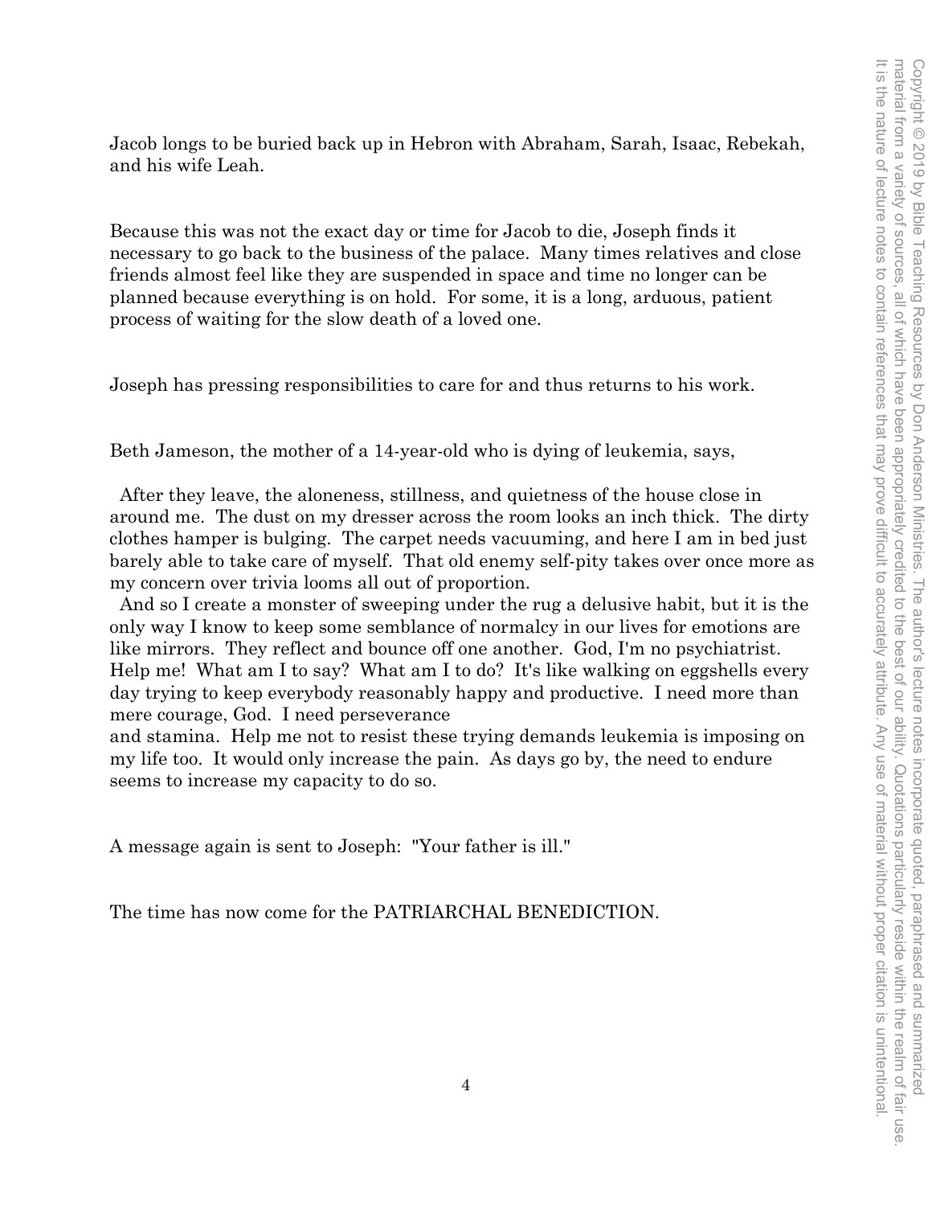Jacob longs to be buried back up in Hebron with Abraham, Sarah, Isaac, Rebekah, and his wife Leah.

Because this was not the exact day or time for Jacob to die, Joseph finds it necessary to go back to the business of the palace. Many times relatives and close friends almost feel like they are suspended in space and time no longer can be planned because everything is on hold. For some, it is a long, arduous, patient process of waiting for the slow death of a loved one.

Joseph has pressing responsibilities to care for and thus returns to his work.

Beth Jameson, the mother of a 14-year-old who is dying of leukemia, says,

> After they leave, the aloneness, stillness, and quietness of the house close in around me. The dust on my dresser across the room looks an inch thick. The dirty clothes hamper is bulging. The carpet needs vacuuming, and here I am in bed just barely able to take care of myself. That old enemy self-pity takes over once more as my concern over trivia looms all out of proportion.
>
> And so I create a monster of sweeping under the rug a delusive habit, but it is the only way I know to keep some semblance of normalcy in our lives for emotions are like mirrors. They reflect and bounce off one another. God, I'm no psychiatrist. Help me! What am I to say? What am I to do? It's like walking on eggshells every day trying to keep everybody reasonably happy and productive. I need more than mere courage, God. I need perseverance and stamina. Help me not to resist these trying demands leukemia is imposing on my life too. It would only increase the pain. As days go by, the need to endure seems to increase my capacity to do so.

A message again is sent to Joseph: "Your father is ill."

The time has now come for the PATRIARCHAL BENEDICTION.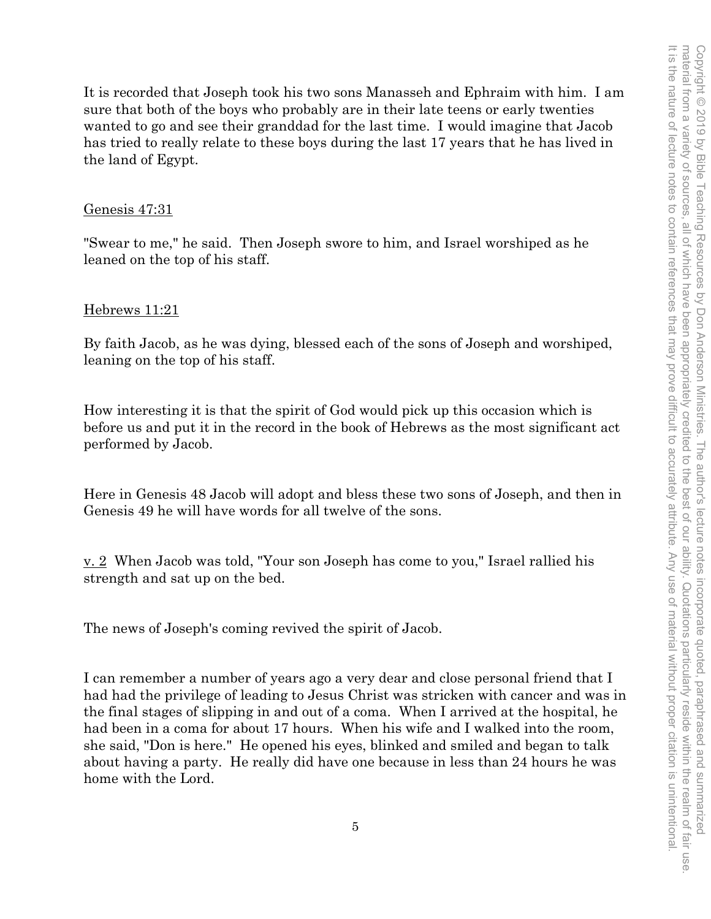It is recorded that Joseph took his two sons Manasseh and Ephraim with him. I am sure that both of the boys who probably are in their late teens or early twenties wanted to go and see their granddad for the last time. I would imagine that Jacob has tried to really relate to these boys during the last 17 years that he has lived in the land of Egypt.

Genesis 47:31

"Swear to me," he said. Then Joseph swore to him, and Israel worshiped as he leaned on the top of his staff.

Hebrews 11:21

By faith Jacob, as he was dying, blessed each of the sons of Joseph and worshiped, leaning on the top of his staff.

How interesting it is that the spirit of God would pick up this occasion which is before us and put it in the record in the book of Hebrews as the most significant act performed by Jacob.

Here in Genesis 48 Jacob will adopt and bless these two sons of Joseph, and then in Genesis 49 he will have words for all twelve of the sons.

v. 2 When Jacob was told, "Your son Joseph has come to you," Israel rallied his strength and sat up on the bed.

The news of Joseph's coming revived the spirit of Jacob.

I can remember a number of years ago a very dear and close personal friend that I had had the privilege of leading to Jesus Christ was stricken with cancer and was in the final stages of slipping in and out of a coma. When I arrived at the hospital, he had been in a coma for about 17 hours. When his wife and I walked into the room, she said, "Don is here." He opened his eyes, blinked and smiled and began to talk about having a party. He really did have one because in less than 24 hours he was home with the Lord.

Copyright © 2019 by Bible Teaching Resources by Don Anderson Ministries. The author's lecture notes incorporate quoted, paraphrased and summarized material from a variety of sources, all of which have been appropriately credited to the best of our ability. Quotations particularly reside within the realm of fair use. It is the nature of lecture notes to contain references that may prove difficult to accurately attribute. Any use of material without proper citation is unintentional.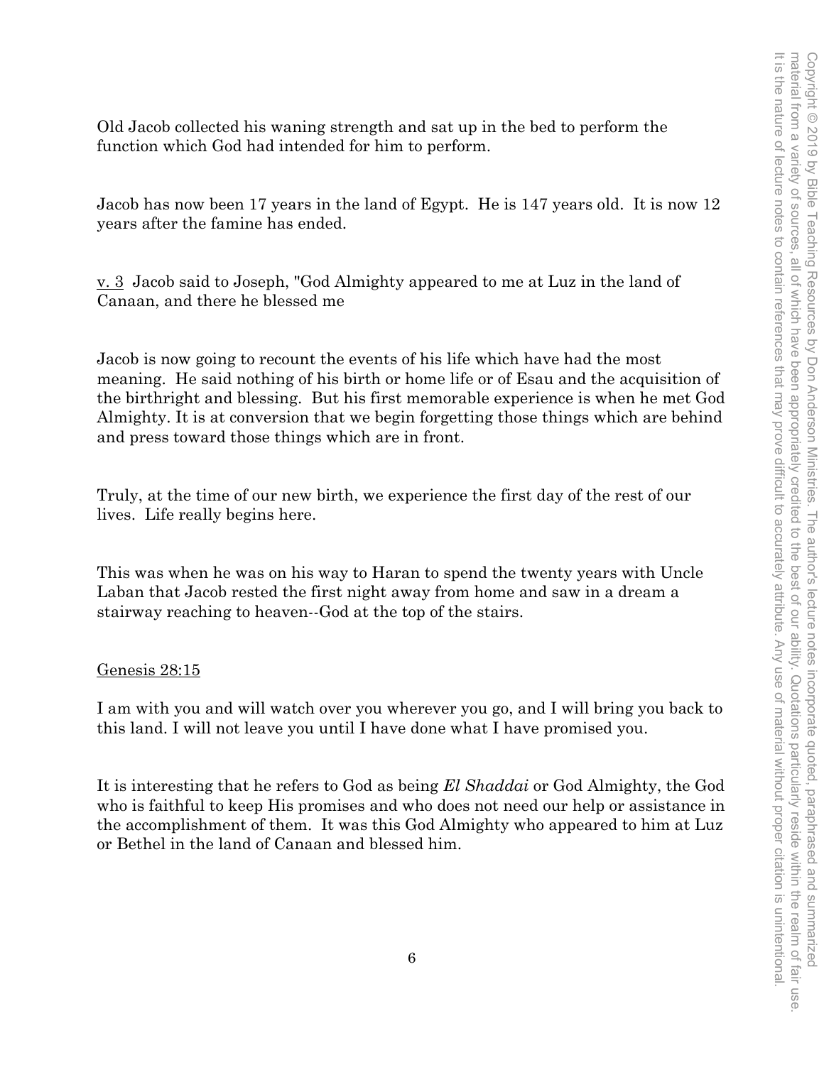Old Jacob collected his waning strength and sat up in the bed to perform the function which God had intended for him to perform.

Jacob has now been 17 years in the land of Egypt. He is 147 years old. It is now 12 years after the famine has ended.

<u>v. 3</u> Jacob said to Joseph, "God Almighty appeared to me at Luz in the land of Canaan, and there he blessed me

Jacob is now going to recount the events of his life which have had the most meaning. He said nothing of his birth or home life or of Esau and the acquisition of the birthright and blessing. But his first memorable experience is when he met God Almighty. It is at conversion that we begin forgetting those things which are behind and press toward those things which are in front.

Truly, at the time of our new birth, we experience the first day of the rest of our lives. Life really begins here.

This was when he was on his way to Haran to spend the twenty years with Uncle Laban that Jacob rested the first night away from home and saw in a dream a stairway reaching to heaven--God at the top of the stairs.

<u>Genesis 28:15</u>

I am with you and will watch over you wherever you go, and I will bring you back to this land. I will not leave you until I have done what I have promised you.

It is interesting that he refers to God as being *El Shaddai* or God Almighty, the God who is faithful to keep His promises and who does not need our help or assistance in the accomplishment of them. It was this God Almighty who appeared to him at Luz or Bethel in the land of Canaan and blessed him.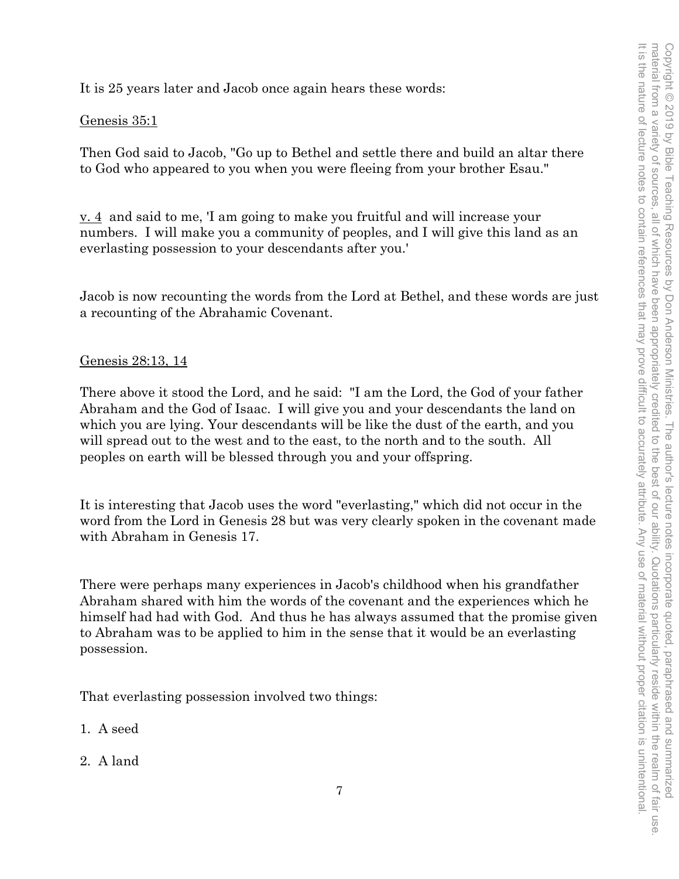It is 25 years later and Jacob once again hears these words:

Genesis 35:1

Then God said to Jacob, "Go up to Bethel and settle there and build an altar there to God who appeared to you when you were fleeing from your brother Esau."

v. 4 and said to me, 'I am going to make you fruitful and will increase your numbers. I will make you a community of peoples, and I will give this land as an everlasting possession to your descendants after you.'

Jacob is now recounting the words from the Lord at Bethel, and these words are just a recounting of the Abrahamic Covenant.

Genesis 28:13, 14

There above it stood the Lord, and he said: "I am the Lord, the God of your father Abraham and the God of Isaac. I will give you and your descendants the land on which you are lying. Your descendants will be like the dust of the earth, and you will spread out to the west and to the east, to the north and to the south. All peoples on earth will be blessed through you and your offspring.

It is interesting that Jacob uses the word "everlasting," which did not occur in the word from the Lord in Genesis 28 but was very clearly spoken in the covenant made with Abraham in Genesis 17.

There were perhaps many experiences in Jacob's childhood when his grandfather Abraham shared with him the words of the covenant and the experiences which he himself had had with God. And thus he has always assumed that the promise given to Abraham was to be applied to him in the sense that it would be an everlasting possession.

That everlasting possession involved two things:

1. A seed
2. A land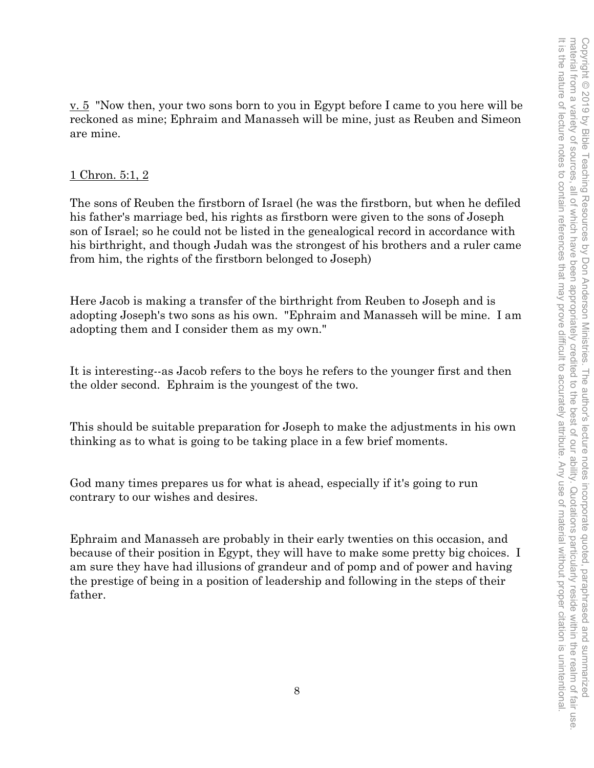<u>v. 5</u> "Now then, your two sons born to you in Egypt before I came to you here will be reckoned as mine; Ephraim and Manasseh will be mine, just as Reuben and Simeon are mine.

<u>1 Chron. 5:1, 2</u>

The sons of Reuben the firstborn of Israel (he was the firstborn, but when he defiled his father's marriage bed, his rights as firstborn were given to the sons of Joseph son of Israel; so he could not be listed in the genealogical record in accordance with his birthright, and though Judah was the strongest of his brothers and a ruler came from him, the rights of the firstborn belonged to Joseph)

Here Jacob is making a transfer of the birthright from Reuben to Joseph and is adopting Joseph's two sons as his own. "Ephraim and Manasseh will be mine. I am adopting them and I consider them as my own."

It is interesting--as Jacob refers to the boys he refers to the younger first and then the older second. Ephraim is the youngest of the two.

This should be suitable preparation for Joseph to make the adjustments in his own thinking as to what is going to be taking place in a few brief moments.

God many times prepares us for what is ahead, especially if it's going to run contrary to our wishes and desires.

Ephraim and Manasseh are probably in their early twenties on this occasion, and because of their position in Egypt, they will have to make some pretty big choices. I am sure they have had illusions of grandeur and of pomp and of power and having the prestige of being in a position of leadership and following in the steps of their father.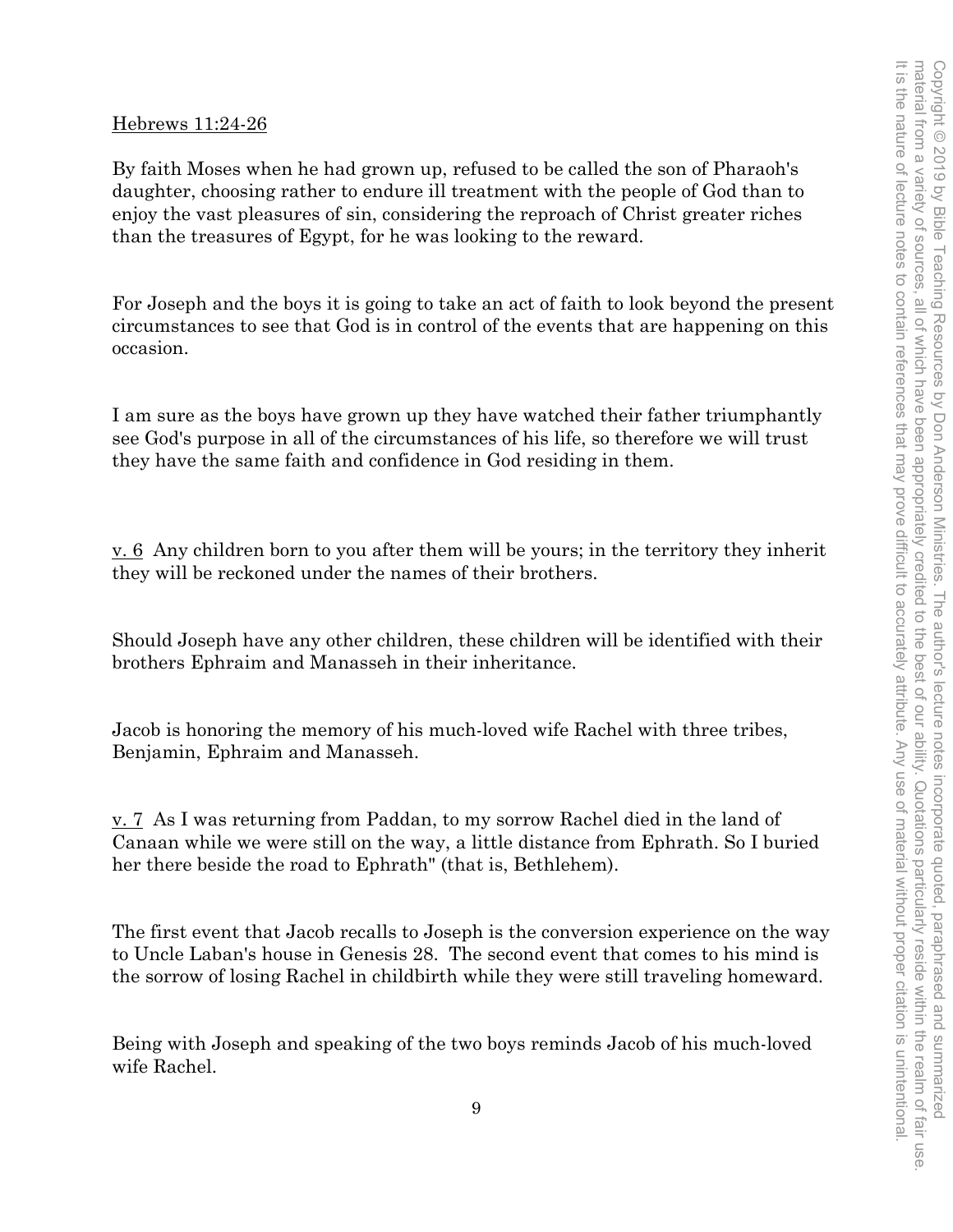Hebrews 11:24-26

By faith Moses when he had grown up, refused to be called the son of Pharaoh's daughter, choosing rather to endure ill treatment with the people of God than to enjoy the vast pleasures of sin, considering the reproach of Christ greater riches than the treasures of Egypt, for he was looking to the reward.

For Joseph and the boys it is going to take an act of faith to look beyond the present circumstances to see that God is in control of the events that are happening on this occasion.

I am sure as the boys have grown up they have watched their father triumphantly see God's purpose in all of the circumstances of his life, so therefore we will trust they have the same faith and confidence in God residing in them.

v. 6 Any children born to you after them will be yours; in the territory they inherit they will be reckoned under the names of their brothers.

Should Joseph have any other children, these children will be identified with their brothers Ephraim and Manasseh in their inheritance.

Jacob is honoring the memory of his much-loved wife Rachel with three tribes, Benjamin, Ephraim and Manasseh.

v. 7 As I was returning from Paddan, to my sorrow Rachel died in the land of Canaan while we were still on the way, a little distance from Ephrath. So I buried her there beside the road to Ephrath" (that is, Bethlehem).

The first event that Jacob recalls to Joseph is the conversion experience on the way to Uncle Laban's house in Genesis 28. The second event that comes to his mind is the sorrow of losing Rachel in childbirth while they were still traveling homeward.

Being with Joseph and speaking of the two boys reminds Jacob of his much-loved wife Rachel.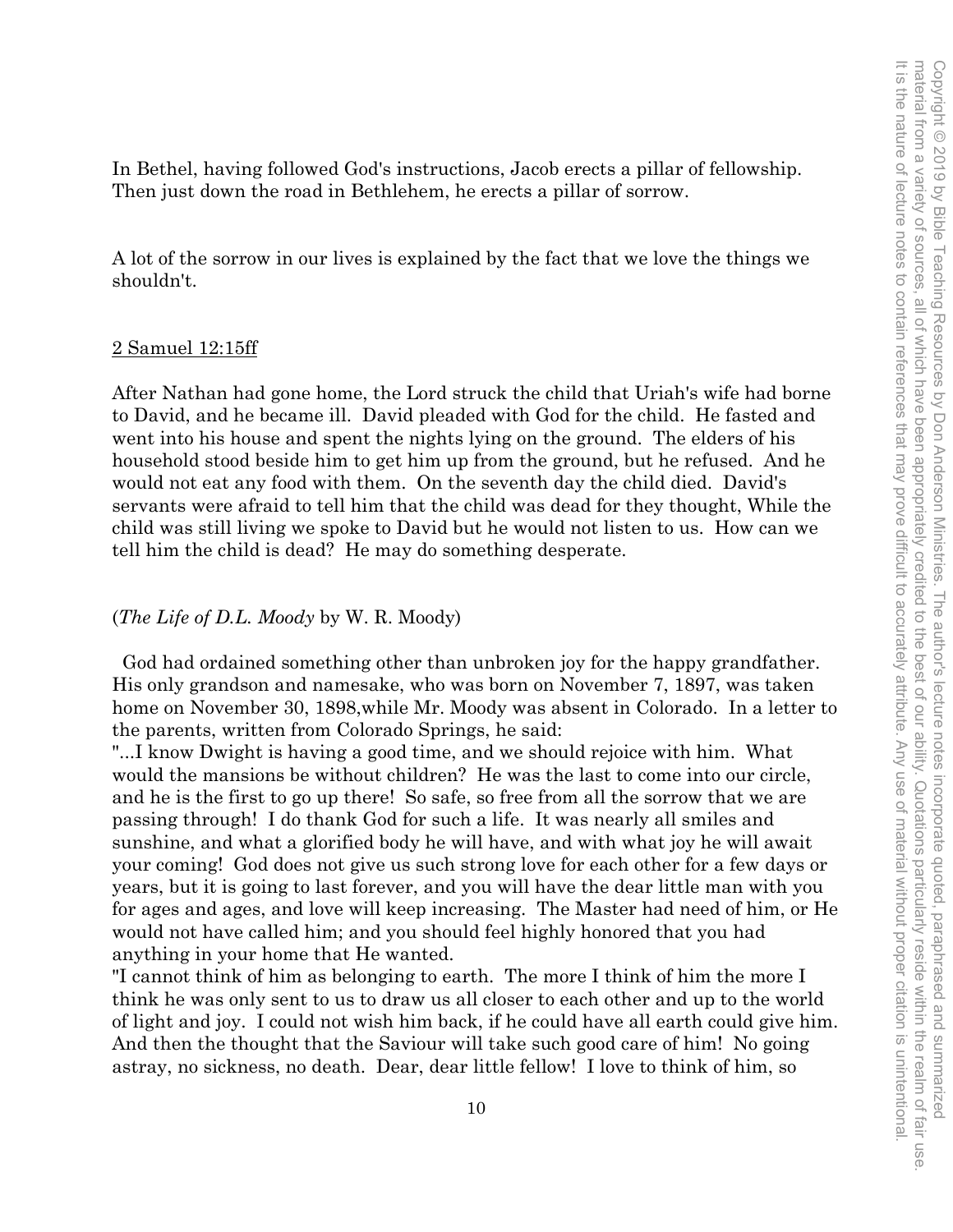In Bethel, having followed God's instructions, Jacob erects a pillar of fellowship. Then just down the road in Bethlehem, he erects a pillar of sorrow.

A lot of the sorrow in our lives is explained by the fact that we love the things we shouldn't.

<u>2 Samuel 12:15ff</u>

After Nathan had gone home, the Lord struck the child that Uriah's wife had borne to David, and he became ill. David pleaded with God for the child. He fasted and went into his house and spent the nights lying on the ground. The elders of his household stood beside him to get him up from the ground, but he refused. And he would not eat any food with them. On the seventh day the child died. David's servants were afraid to tell him that the child was dead for they thought, While the child was still living we spoke to David but he would not listen to us. How can we tell him the child is dead? He may do something desperate.

(*The Life of D.L. Moody* by W. R. Moody)

God had ordained something other than unbroken joy for the happy grandfather. His only grandson and namesake, who was born on November 7, 1897, was taken home on November 30, 1898,while Mr. Moody was absent in Colorado. In a letter to the parents, written from Colorado Springs, he said:

"...I know Dwight is having a good time, and we should rejoice with him. What would the mansions be without children? He was the last to come into our circle, and he is the first to go up there! So safe, so free from all the sorrow that we are passing through! I do thank God for such a life. It was nearly all smiles and sunshine, and what a glorified body he will have, and with what joy he will await your coming! God does not give us such strong love for each other for a few days or years, but it is going to last forever, and you will have the dear little man with you for ages and ages, and love will keep increasing. The Master had need of him, or He would not have called him; and you should feel highly honored that you had anything in your home that He wanted.

"I cannot think of him as belonging to earth. The more I think of him the more I think he was only sent to us to draw us all closer to each other and up to the world of light and joy. I could not wish him back, if he could have all earth could give him. And then the thought that the Saviour will take such good care of him! No going astray, no sickness, no death. Dear, dear little fellow! I love to think of him, so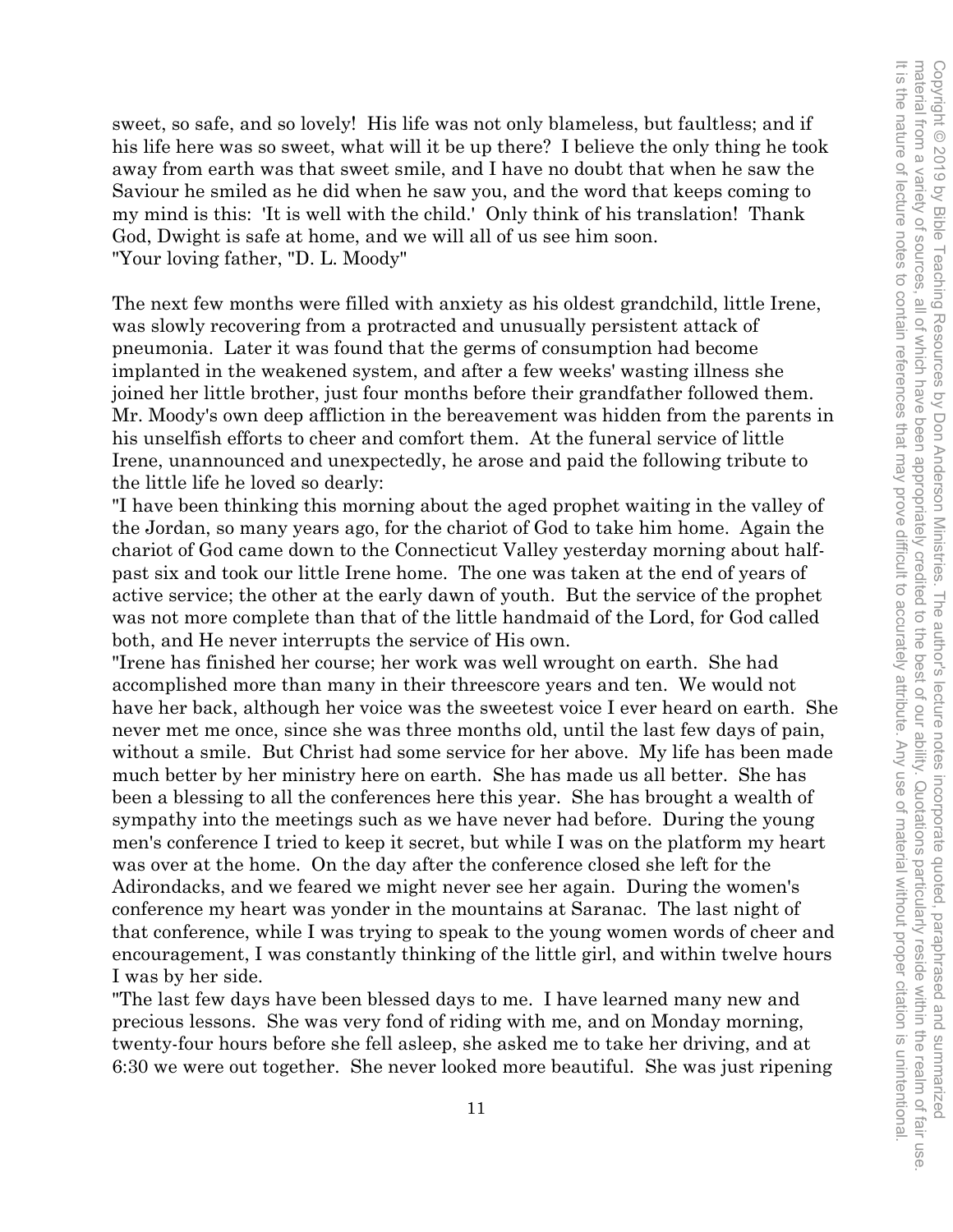sweet, so safe, and so lovely! His life was not only blameless, but faultless; and if his life here was so sweet, what will it be up there? I believe the only thing he took away from earth was that sweet smile, and I have no doubt that when he saw the Saviour he smiled as he did when he saw you, and the word that keeps coming to my mind is this: 'It is well with the child.' Only think of his translation! Thank God, Dwight is safe at home, and we will all of us see him soon.
"Your loving father, "D. L. Moody"

The next few months were filled with anxiety as his oldest grandchild, little Irene, was slowly recovering from a protracted and unusually persistent attack of pneumonia. Later it was found that the germs of consumption had become implanted in the weakened system, and after a few weeks' wasting illness she joined her little brother, just four months before their grandfather followed them. Mr. Moody's own deep affliction in the bereavement was hidden from the parents in his unselfish efforts to cheer and comfort them. At the funeral service of little Irene, unannounced and unexpectedly, he arose and paid the following tribute to the little life he loved so dearly:

"I have been thinking this morning about the aged prophet waiting in the valley of the Jordan, so many years ago, for the chariot of God to take him home. Again the chariot of God came down to the Connecticut Valley yesterday morning about half-past six and took our little Irene home. The one was taken at the end of years of active service; the other at the early dawn of youth. But the service of the prophet was not more complete than that of the little handmaid of the Lord, for God called both, and He never interrupts the service of His own.

"Irene has finished her course; her work was well wrought on earth. She had accomplished more than many in their threescore years and ten. We would not have her back, although her voice was the sweetest voice I ever heard on earth. She never met me once, since she was three months old, until the last few days of pain, without a smile. But Christ had some service for her above. My life has been made much better by her ministry here on earth. She has made us all better. She has been a blessing to all the conferences here this year. She has brought a wealth of sympathy into the meetings such as we have never had before. During the young men's conference I tried to keep it secret, but while I was on the platform my heart was over at the home. On the day after the conference closed she left for the Adirondacks, and we feared we might never see her again. During the women's conference my heart was yonder in the mountains at Saranac. The last night of that conference, while I was trying to speak to the young women words of cheer and encouragement, I was constantly thinking of the little girl, and within twelve hours I was by her side.

"The last few days have been blessed days to me. I have learned many new and precious lessons. She was very fond of riding with me, and on Monday morning, twenty-four hours before she fell asleep, she asked me to take her driving, and at 6:30 we were out together. She never looked more beautiful. She was just ripening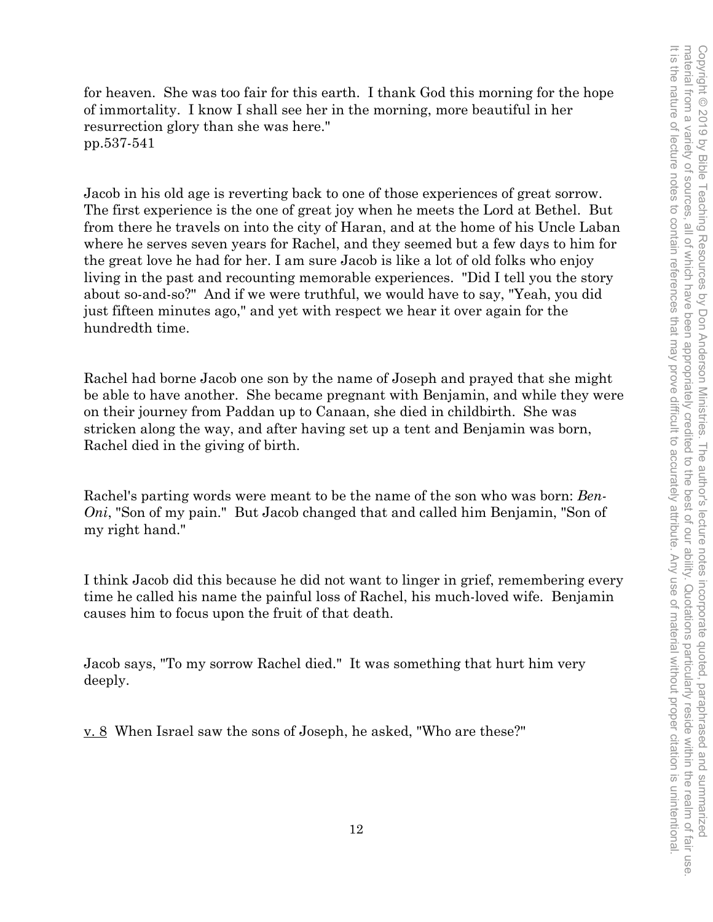for heaven. She was too fair for this earth. I thank God this morning for the hope of immortality. I know I shall see her in the morning, more beautiful in her resurrection glory than she was here."
pp.537-541

Jacob in his old age is reverting back to one of those experiences of great sorrow. The first experience is the one of great joy when he meets the Lord at Bethel. But from there he travels on into the city of Haran, and at the home of his Uncle Laban where he serves seven years for Rachel, and they seemed but a few days to him for the great love he had for her. I am sure Jacob is like a lot of old folks who enjoy living in the past and recounting memorable experiences. "Did I tell you the story about so-and-so?" And if we were truthful, we would have to say, "Yeah, you did just fifteen minutes ago," and yet with respect we hear it over again for the hundredth time.

Rachel had borne Jacob one son by the name of Joseph and prayed that she might be able to have another. She became pregnant with Benjamin, and while they were on their journey from Paddan up to Canaan, she died in childbirth. She was stricken along the way, and after having set up a tent and Benjamin was born, Rachel died in the giving of birth.

Rachel's parting words were meant to be the name of the son who was born: *Ben-Oni*, "Son of my pain." But Jacob changed that and called him Benjamin, "Son of my right hand."

I think Jacob did this because he did not want to linger in grief, remembering every time he called his name the painful loss of Rachel, his much-loved wife. Benjamin causes him to focus upon the fruit of that death.

Jacob says, "To my sorrow Rachel died." It was something that hurt him very deeply.

v. 8 When Israel saw the sons of Joseph, he asked, "Who are these?"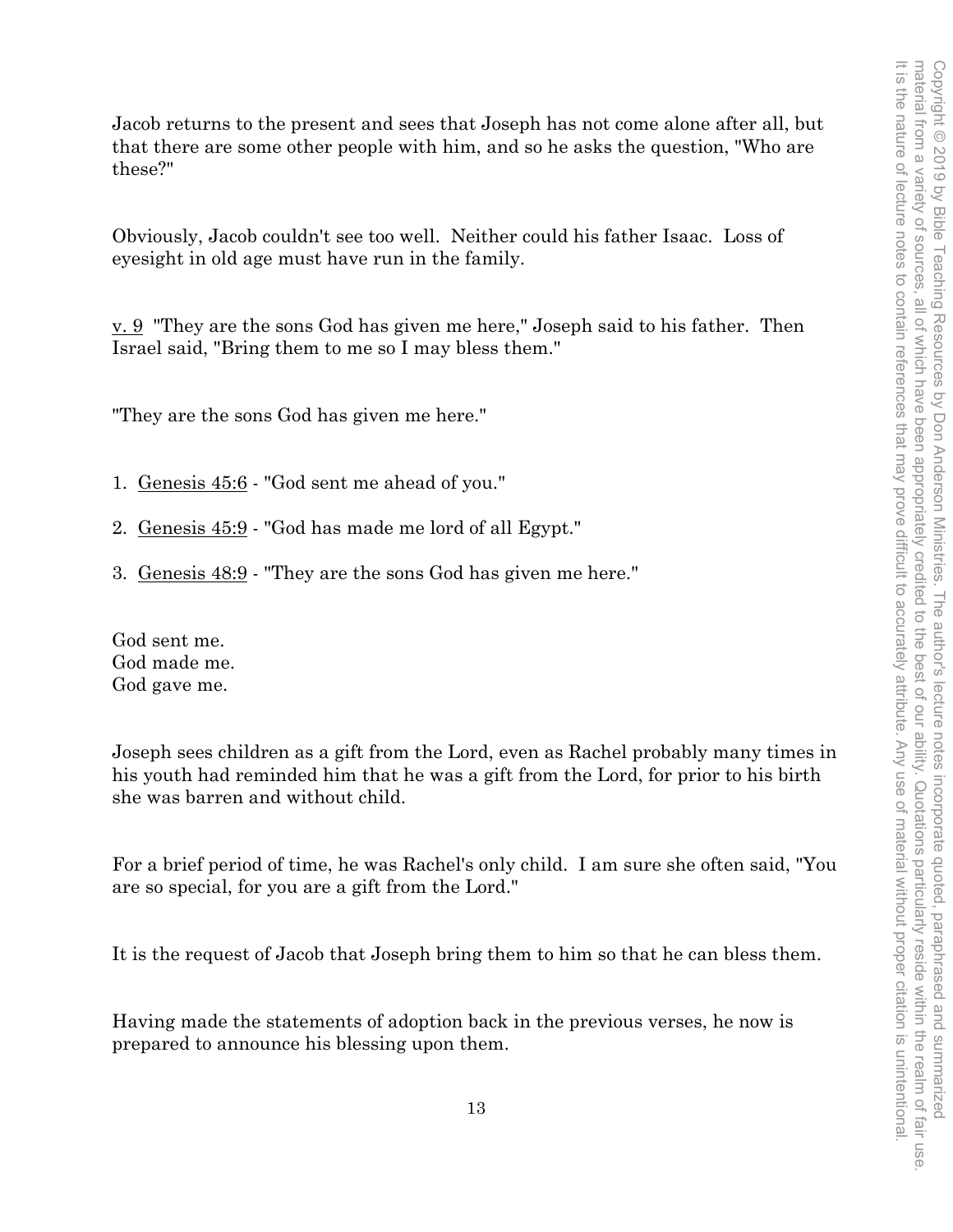Jacob returns to the present and sees that Joseph has not come alone after all, but that there are some other people with him, and so he asks the question, "Who are these?"

Obviously, Jacob couldn't see too well. Neither could his father Isaac. Loss of eyesight in old age must have run in the family.

v. 9 "They are the sons God has given me here," Joseph said to his father. Then Israel said, "Bring them to me so I may bless them."

"They are the sons God has given me here."

1. Genesis 45:6 - "God sent me ahead of you."
2. Genesis 45:9 - "God has made me lord of all Egypt."
3. Genesis 48:9 - "They are the sons God has given me here."

God sent me.
God made me.
God gave me.

Joseph sees children as a gift from the Lord, even as Rachel probably many times in his youth had reminded him that he was a gift from the Lord, for prior to his birth she was barren and without child.

For a brief period of time, he was Rachel's only child. I am sure she often said, "You are so special, for you are a gift from the Lord."

It is the request of Jacob that Joseph bring them to him so that he can bless them.

Having made the statements of adoption back in the previous verses, he now is prepared to announce his blessing upon them.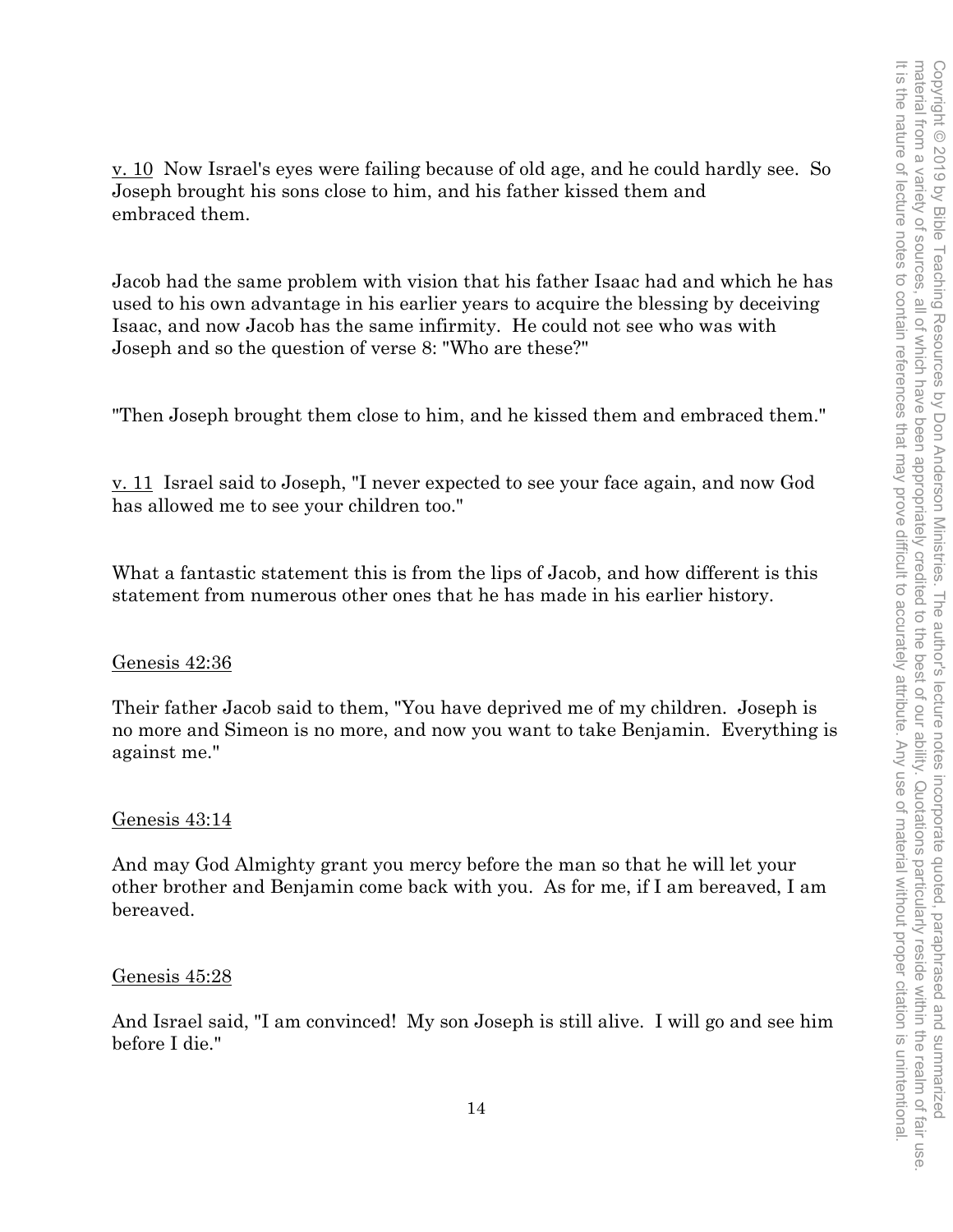v. 10 Now Israel's eyes were failing because of old age, and he could hardly see. So Joseph brought his sons close to him, and his father kissed them and embraced them.

Jacob had the same problem with vision that his father Isaac had and which he has used to his own advantage in his earlier years to acquire the blessing by deceiving Isaac, and now Jacob has the same infirmity. He could not see who was with Joseph and so the question of verse 8: "Who are these?"

"Then Joseph brought them close to him, and he kissed them and embraced them."

v. 11 Israel said to Joseph, "I never expected to see your face again, and now God has allowed me to see your children too."

What a fantastic statement this is from the lips of Jacob, and how different is this statement from numerous other ones that he has made in his earlier history.

Genesis 42:36

Their father Jacob said to them, "You have deprived me of my children. Joseph is no more and Simeon is no more, and now you want to take Benjamin. Everything is against me."

Genesis 43:14

And may God Almighty grant you mercy before the man so that he will let your other brother and Benjamin come back with you. As for me, if I am bereaved, I am bereaved.

Genesis 45:28

And Israel said, "I am convinced! My son Joseph is still alive. I will go and see him before I die."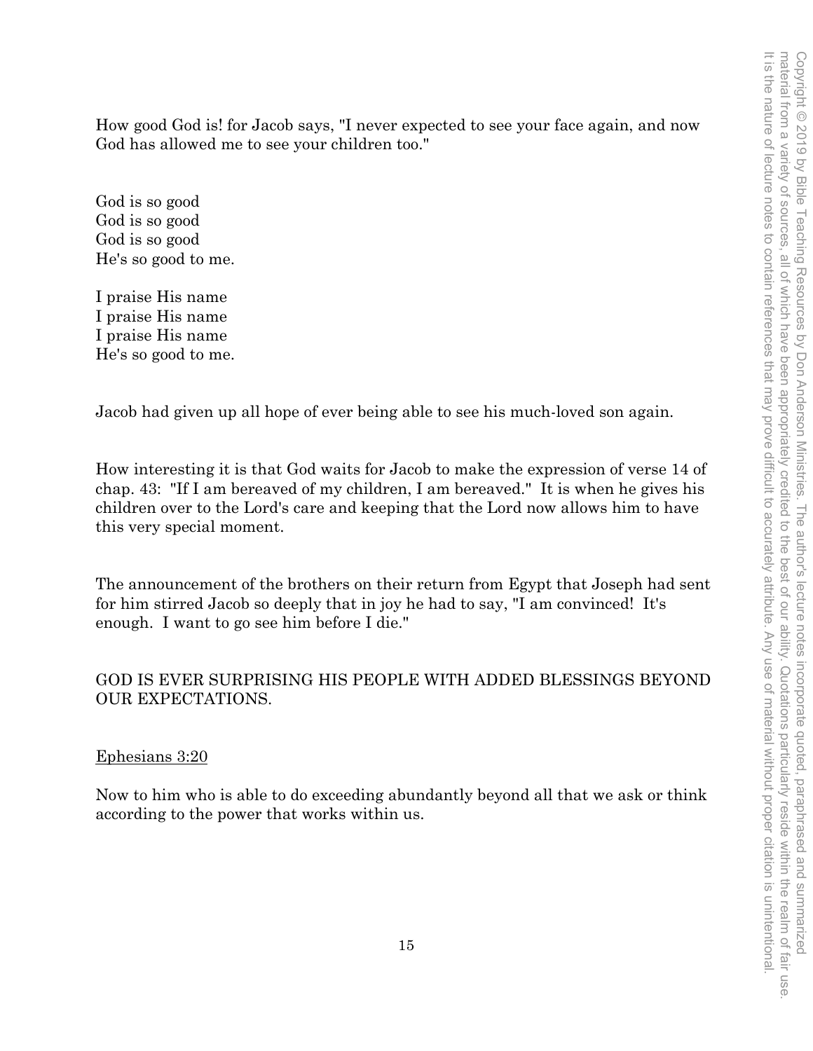How good God is! for Jacob says, "I never expected to see your face again, and now God has allowed me to see your children too."

God is so good  
God is so good  
God is so good  
He's so good to me.

I praise His name  
I praise His name  
I praise His name  
He's so good to me.

Jacob had given up all hope of ever being able to see his much-loved son again.

How interesting it is that God waits for Jacob to make the expression of verse 14 of chap. 43: "If I am bereaved of my children, I am bereaved." It is when he gives his children over to the Lord's care and keeping that the Lord now allows him to have this very special moment.

The announcement of the brothers on their return from Egypt that Joseph had sent for him stirred Jacob so deeply that in joy he had to say, "I am convinced! It's enough. I want to go see him before I die."

GOD IS EVER SURPRISING HIS PEOPLE WITH ADDED BLESSINGS BEYOND OUR EXPECTATIONS.

<u>Ephesians 3:20</u>

Now to him who is able to do exceeding abundantly beyond all that we ask or think according to the power that works within us.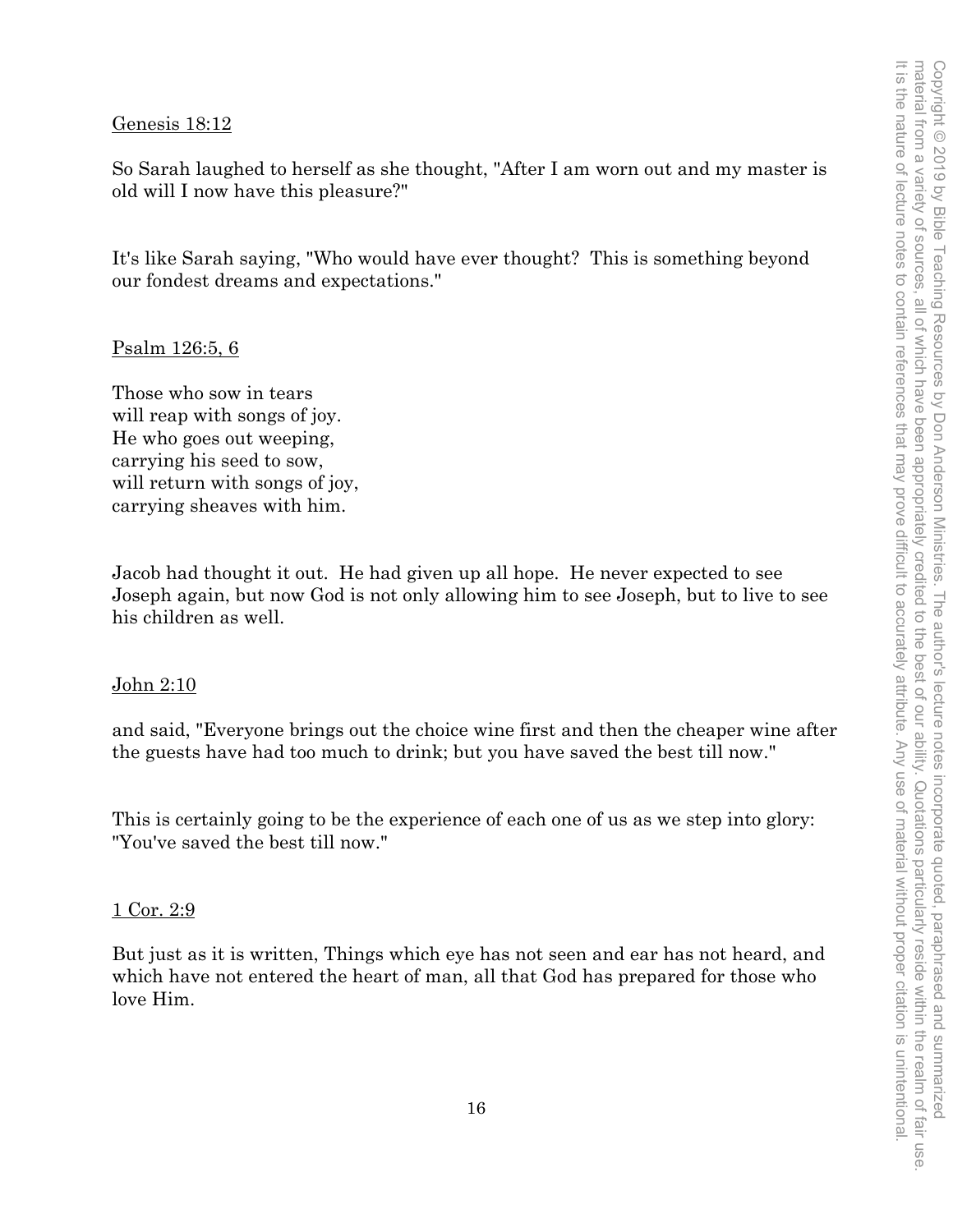Genesis 18:12

So Sarah laughed to herself as she thought, "After I am worn out and my master is old will I now have this pleasure?"

It's like Sarah saying, "Who would have ever thought? This is something beyond our fondest dreams and expectations."

Psalm 126:5, 6

Those who sow in tears
will reap with songs of joy.
He who goes out weeping,
carrying his seed to sow,
will return with songs of joy,
carrying sheaves with him.

Jacob had thought it out. He had given up all hope. He never expected to see Joseph again, but now God is not only allowing him to see Joseph, but to live to see his children as well.

John 2:10

and said, "Everyone brings out the choice wine first and then the cheaper wine after the guests have had too much to drink; but you have saved the best till now."

This is certainly going to be the experience of each one of us as we step into glory: "You've saved the best till now."

1 Cor. 2:9

But just as it is written, Things which eye has not seen and ear has not heard, and which have not entered the heart of man, all that God has prepared for those who love Him.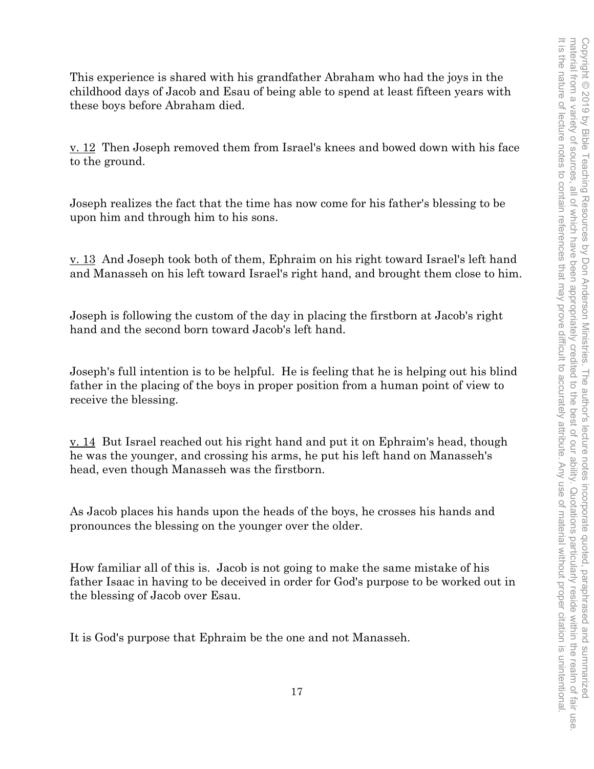This experience is shared with his grandfather Abraham who had the joys in the childhood days of Jacob and Esau of being able to spend at least fifteen years with these boys before Abraham died.

v. 12 Then Joseph removed them from Israel's knees and bowed down with his face to the ground.

Joseph realizes the fact that the time has now come for his father's blessing to be upon him and through him to his sons.

v. 13 And Joseph took both of them, Ephraim on his right toward Israel's left hand and Manasseh on his left toward Israel's right hand, and brought them close to him.

Joseph is following the custom of the day in placing the firstborn at Jacob's right hand and the second born toward Jacob's left hand.

Joseph's full intention is to be helpful. He is feeling that he is helping out his blind father in the placing of the boys in proper position from a human point of view to receive the blessing.

v. 14 But Israel reached out his right hand and put it on Ephraim's head, though he was the younger, and crossing his arms, he put his left hand on Manasseh's head, even though Manasseh was the firstborn.

As Jacob places his hands upon the heads of the boys, he crosses his hands and pronounces the blessing on the younger over the older.

How familiar all of this is. Jacob is not going to make the same mistake of his father Isaac in having to be deceived in order for God's purpose to be worked out in the blessing of Jacob over Esau.

It is God's purpose that Ephraim be the one and not Manasseh.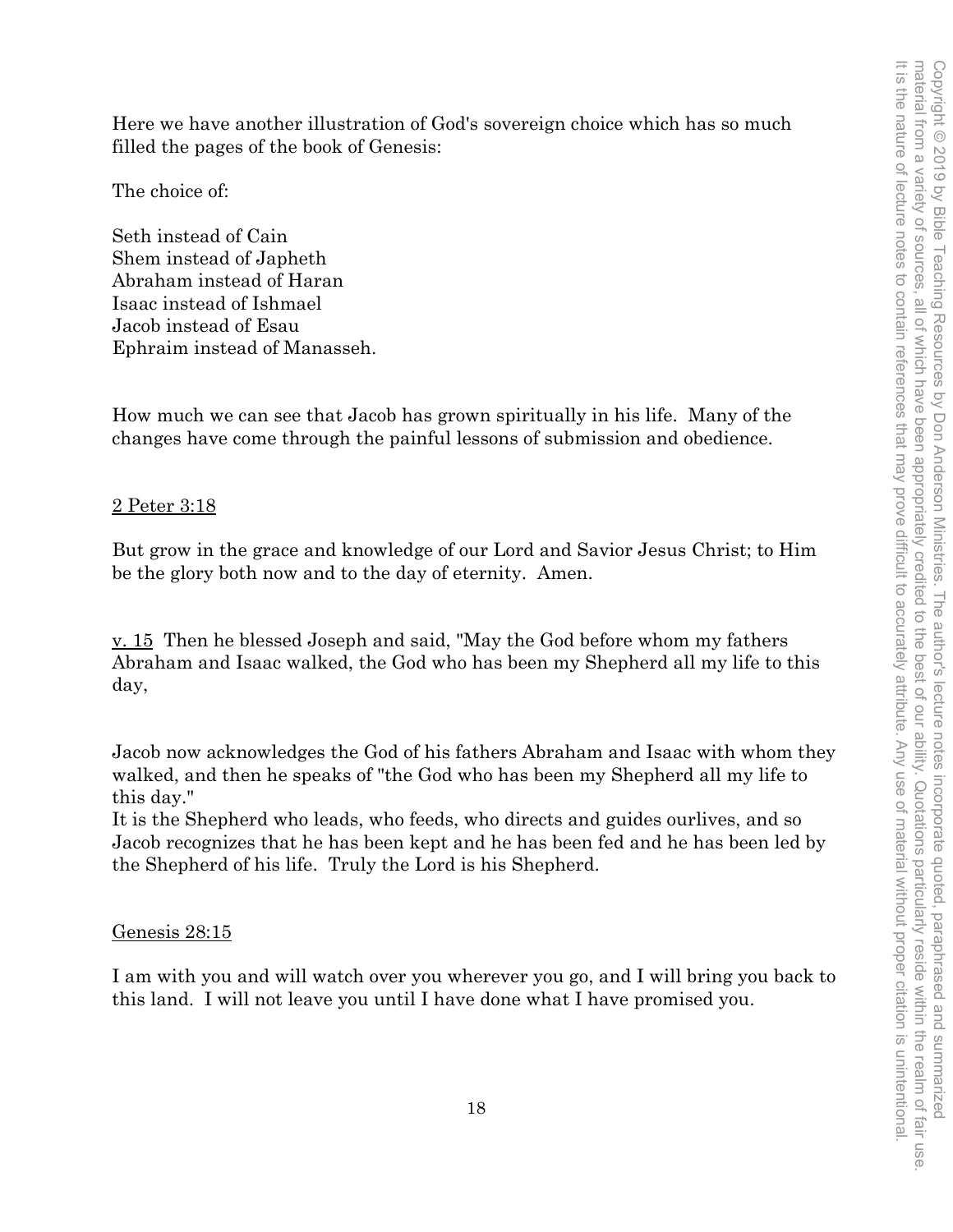Here we have another illustration of God's sovereign choice which has so much filled the pages of the book of Genesis:

The choice of:

Seth instead of Cain
Shem instead of Japheth
Abraham instead of Haran
Isaac instead of Ishmael
Jacob instead of Esau
Ephraim instead of Manasseh.

How much we can see that Jacob has grown spiritually in his life. Many of the changes have come through the painful lessons of submission and obedience.

<u>2 Peter 3:18</u>

But grow in the grace and knowledge of our Lord and Savior Jesus Christ; to Him be the glory both now and to the day of eternity. Amen.

<u>v. 15</u> Then he blessed Joseph and said, "May the God before whom my fathers Abraham and Isaac walked, the God who has been my Shepherd all my life to this day,

Jacob now acknowledges the God of his fathers Abraham and Isaac with whom they walked, and then he speaks of "the God who has been my Shepherd all my life to this day."
It is the Shepherd who leads, who feeds, who directs and guides ourlives, and so Jacob recognizes that he has been kept and he has been fed and he has been led by the Shepherd of his life. Truly the Lord is his Shepherd.

<u>Genesis 28:15</u>

I am with you and will watch over you wherever you go, and I will bring you back to this land. I will not leave you until I have done what I have promised you.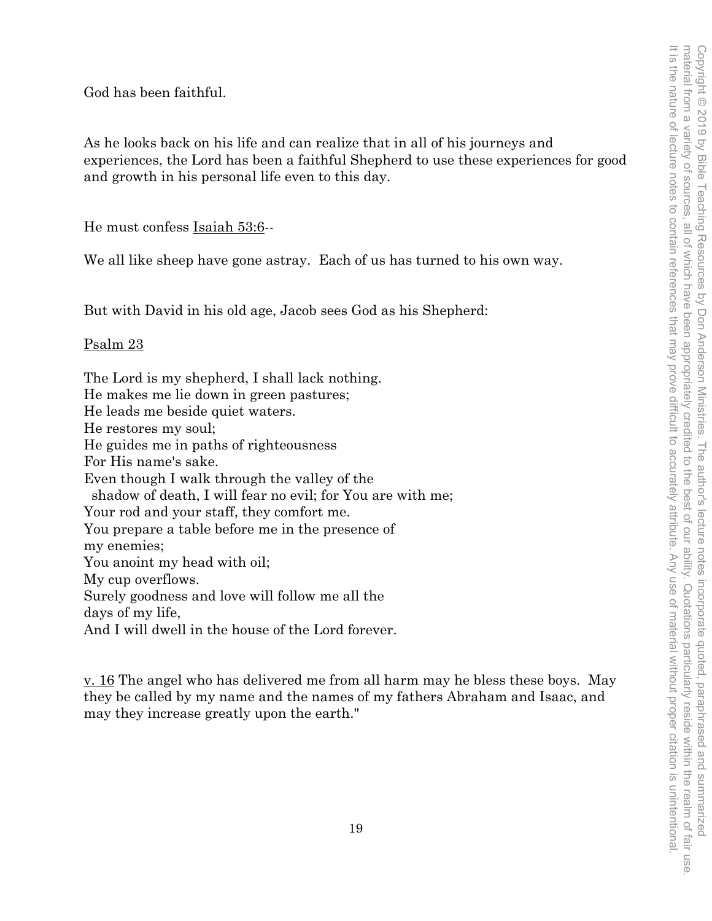God has been faithful.

As he looks back on his life and can realize that in all of his journeys and experiences, the Lord has been a faithful Shepherd to use these experiences for good and growth in his personal life even to this day.

He must confess Isaiah 53:6--

We all like sheep have gone astray. Each of us has turned to his own way.

But with David in his old age, Jacob sees God as his Shepherd:

Psalm 23

The Lord is my shepherd, I shall lack nothing.
He makes me lie down in green pastures;
He leads me beside quiet waters.
He restores my soul;
He guides me in paths of righteousness
For His name's sake.
Even though I walk through the valley of the
shadow of death, I will fear no evil; for You are with me;
Your rod and your staff, they comfort me.
You prepare a table before me in the presence of
my enemies;
You anoint my head with oil;
My cup overflows.
Surely goodness and love will follow me all the
days of my life,
And I will dwell in the house of the Lord forever.

v. 16 The angel who has delivered me from all harm may he bless these boys. May they be called by my name and the names of my fathers Abraham and Isaac, and may they increase greatly upon the earth."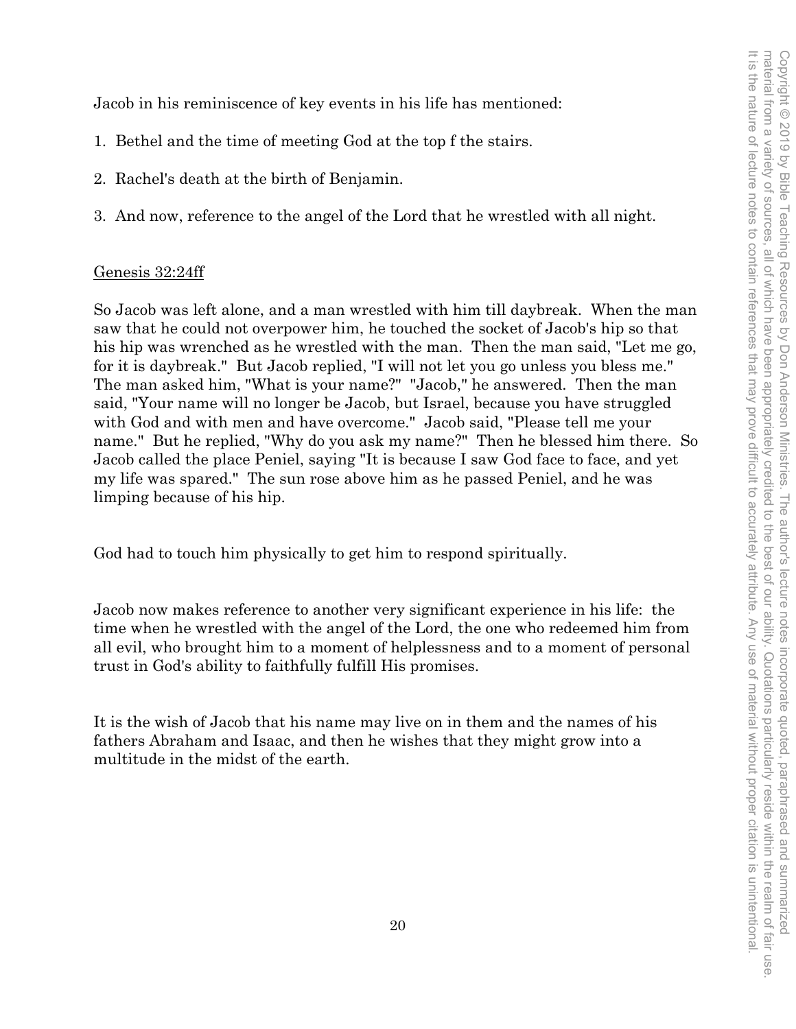Jacob in his reminiscence of key events in his life has mentioned:

1. Bethel and the time of meeting God at the top f the stairs.

2. Rachel's death at the birth of Benjamin.

3. And now, reference to the angel of the Lord that he wrestled with all night.

<u>Genesis 32:24ff</u>

So Jacob was left alone, and a man wrestled with him till daybreak. When the man saw that he could not overpower him, he touched the socket of Jacob's hip so that his hip was wrenched as he wrestled with the man. Then the man said, "Let me go, for it is daybreak." But Jacob replied, "I will not let you go unless you bless me." The man asked him, "What is your name?" "Jacob," he answered. Then the man said, "Your name will no longer be Jacob, but Israel, because you have struggled with God and with men and have overcome." Jacob said, "Please tell me your name." But he replied, "Why do you ask my name?" Then he blessed him there. So Jacob called the place Peniel, saying "It is because I saw God face to face, and yet my life was spared." The sun rose above him as he passed Peniel, and he was limping because of his hip.

God had to touch him physically to get him to respond spiritually.

Jacob now makes reference to another very significant experience in his life: the time when he wrestled with the angel of the Lord, the one who redeemed him from all evil, who brought him to a moment of helplessness and to a moment of personal trust in God's ability to faithfully fulfill His promises.

It is the wish of Jacob that his name may live on in them and the names of his fathers Abraham and Isaac, and then he wishes that they might grow into a multitude in the midst of the earth.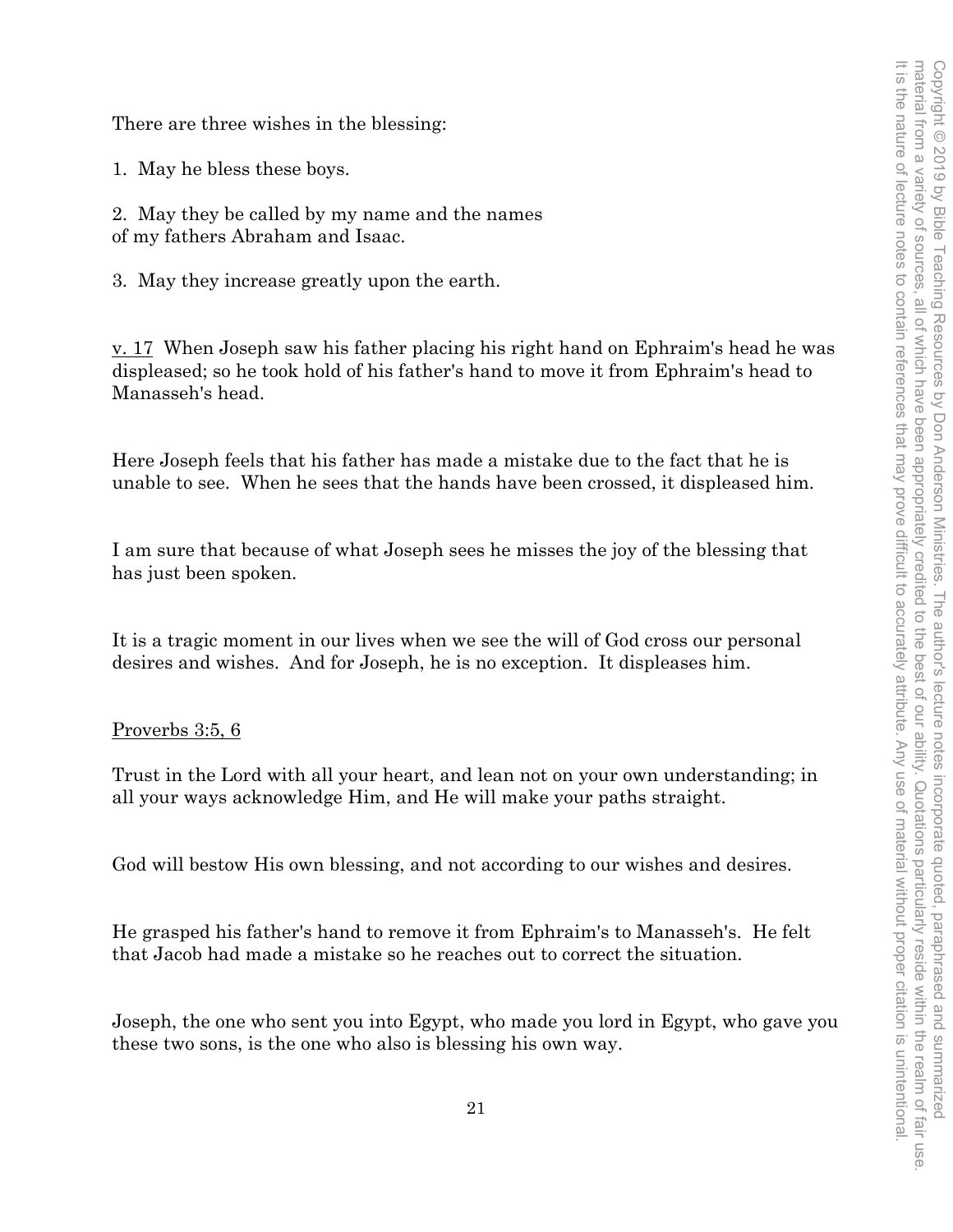There are three wishes in the blessing:

1. May he bless these boys.

2. May they be called by my name and the names of my fathers Abraham and Isaac.

3. May they increase greatly upon the earth.

<u>v. 17</u> When Joseph saw his father placing his right hand on Ephraim's head he was displeased; so he took hold of his father's hand to move it from Ephraim's head to Manasseh's head.

Here Joseph feels that his father has made a mistake due to the fact that he is unable to see. When he sees that the hands have been crossed, it displeased him.

I am sure that because of what Joseph sees he misses the joy of the blessing that has just been spoken.

It is a tragic moment in our lives when we see the will of God cross our personal desires and wishes. And for Joseph, he is no exception. It displeases him.

<u>Proverbs 3:5, 6</u>

Trust in the Lord with all your heart, and lean not on your own understanding; in all your ways acknowledge Him, and He will make your paths straight.

God will bestow His own blessing, and not according to our wishes and desires.

He grasped his father's hand to remove it from Ephraim's to Manasseh's. He felt that Jacob had made a mistake so he reaches out to correct the situation.

Joseph, the one who sent you into Egypt, who made you lord in Egypt, who gave you these two sons, is the one who also is blessing his own way.

Copyright © 2019 by Bible Teaching Resources by Don Anderson Ministries. The author's lecture notes incorporate quoted, paraphrased and summarized material from a variety of sources, all of which have been appropriately credited to the best of our ability. Quotations particularly reside within the realm of fair use. It is the nature of lecture notes to contain references that may prove difficult to accurately attribute. Any use of material without proper citation is unintentional.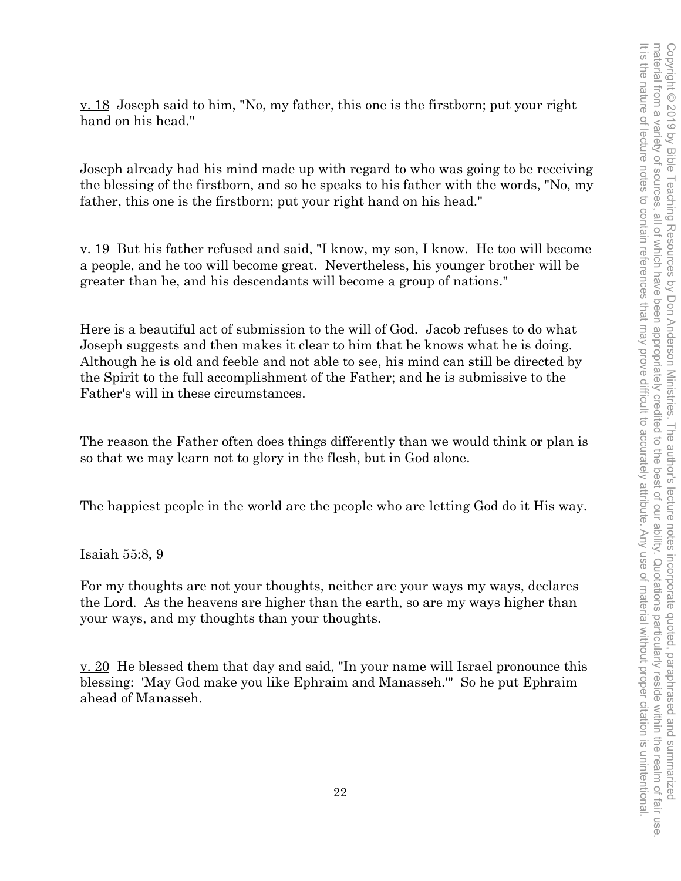v. 18 Joseph said to him, "No, my father, this one is the firstborn; put your right hand on his head."

Joseph already had his mind made up with regard to who was going to be receiving the blessing of the firstborn, and so he speaks to his father with the words, "No, my father, this one is the firstborn; put your right hand on his head."

v. 19 But his father refused and said, "I know, my son, I know. He too will become a people, and he too will become great. Nevertheless, his younger brother will be greater than he, and his descendants will become a group of nations."

Here is a beautiful act of submission to the will of God. Jacob refuses to do what Joseph suggests and then makes it clear to him that he knows what he is doing. Although he is old and feeble and not able to see, his mind can still be directed by the Spirit to the full accomplishment of the Father; and he is submissive to the Father's will in these circumstances.

The reason the Father often does things differently than we would think or plan is so that we may learn not to glory in the flesh, but in God alone.

The happiest people in the world are the people who are letting God do it His way.

Isaiah 55:8, 9

For my thoughts are not your thoughts, neither are your ways my ways, declares the Lord. As the heavens are higher than the earth, so are my ways higher than your ways, and my thoughts than your thoughts.

v. 20 He blessed them that day and said, "In your name will Israel pronounce this blessing: 'May God make you like Ephraim and Manasseh.'" So he put Ephraim ahead of Manasseh.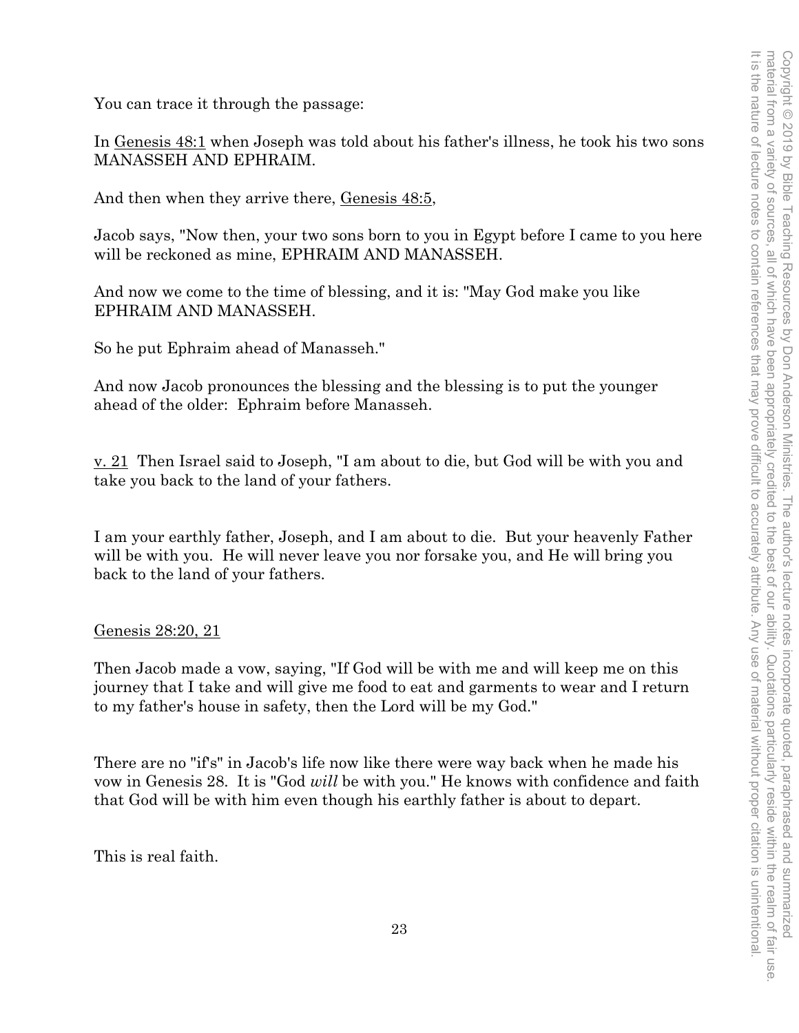You can trace it through the passage:

In Genesis 48:1 when Joseph was told about his father's illness, he took his two sons MANASSEH AND EPHRAIM.

And then when they arrive there, Genesis 48:5,

Jacob says, "Now then, your two sons born to you in Egypt before I came to you here will be reckoned as mine, EPHRAIM AND MANASSEH.

And now we come to the time of blessing, and it is: "May God make you like EPHRAIM AND MANASSEH.

So he put Ephraim ahead of Manasseh."

And now Jacob pronounces the blessing and the blessing is to put the younger ahead of the older: Ephraim before Manasseh.

v. 21 Then Israel said to Joseph, "I am about to die, but God will be with you and take you back to the land of your fathers.

I am your earthly father, Joseph, and I am about to die. But your heavenly Father will be with you. He will never leave you nor forsake you, and He will bring you back to the land of your fathers.

Genesis 28:20, 21

Then Jacob made a vow, saying, "If God will be with me and will keep me on this journey that I take and will give me food to eat and garments to wear and I return to my father's house in safety, then the Lord will be my God."

There are no "if's" in Jacob's life now like there were way back when he made his vow in Genesis 28. It is "God *will* be with you." He knows with confidence and faith that God will be with him even though his earthly father is about to depart.

This is real faith.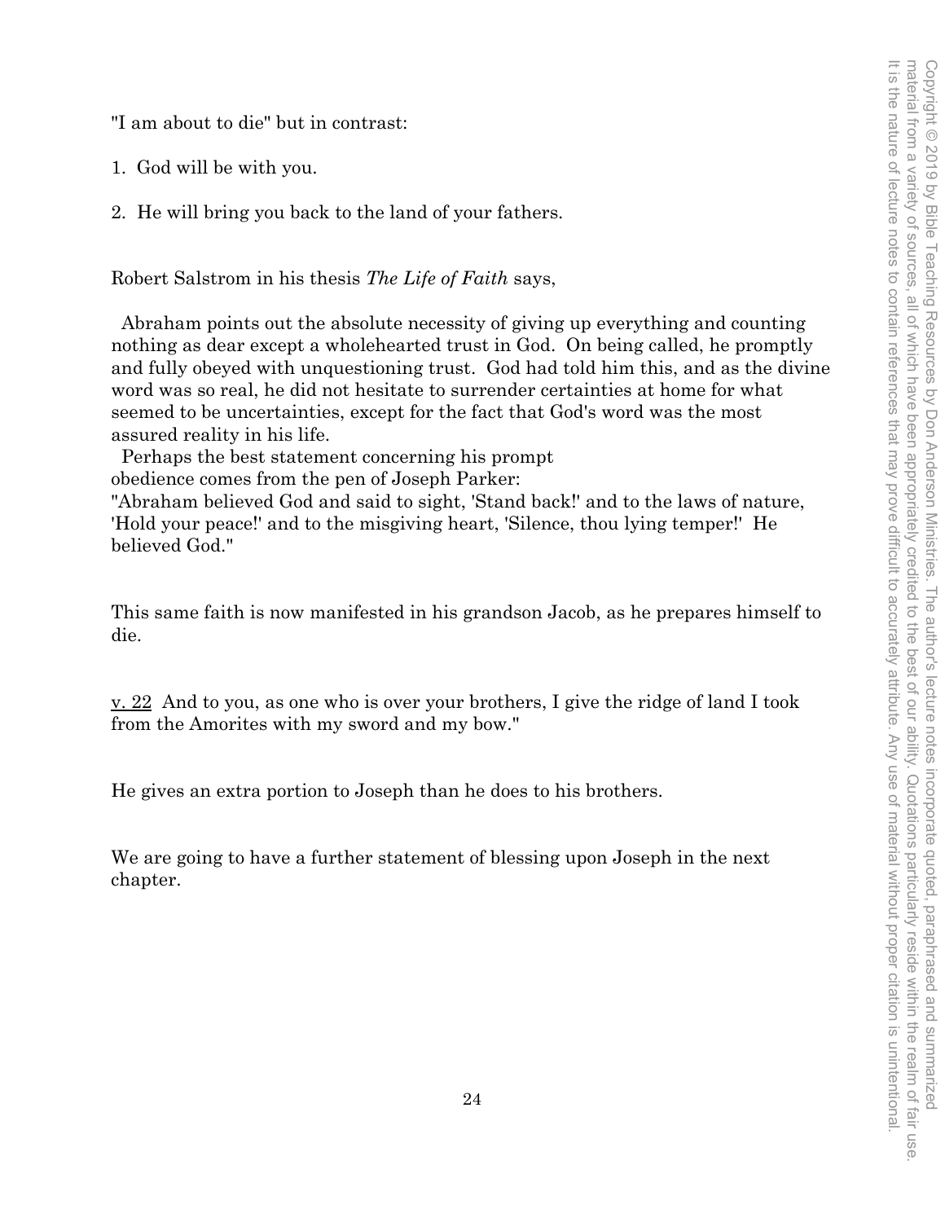"I am about to die" but in contrast:

1. God will be with you.

2. He will bring you back to the land of your fathers.

Robert Salstrom in his thesis *The Life of Faith* says,

> Abraham points out the absolute necessity of giving up everything and counting nothing as dear except a wholehearted trust in God. On being called, he promptly and fully obeyed with unquestioning trust. God had told him this, and as the divine word was so real, he did not hesitate to surrender certainties at home for what seemed to be uncertainties, except for the fact that God's word was the most assured reality in his life.
>
> Perhaps the best statement concerning his prompt obedience comes from the pen of Joseph Parker: "Abraham believed God and said to sight, 'Stand back!' and to the laws of nature, 'Hold your peace!' and to the misgiving heart, 'Silence, thou lying temper!' He believed God."

This same faith is now manifested in his grandson Jacob, as he prepares himself to die.

v. 22 And to you, as one who is over your brothers, I give the ridge of land I took from the Amorites with my sword and my bow."

He gives an extra portion to Joseph than he does to his brothers.

We are going to have a further statement of blessing upon Joseph in the next chapter.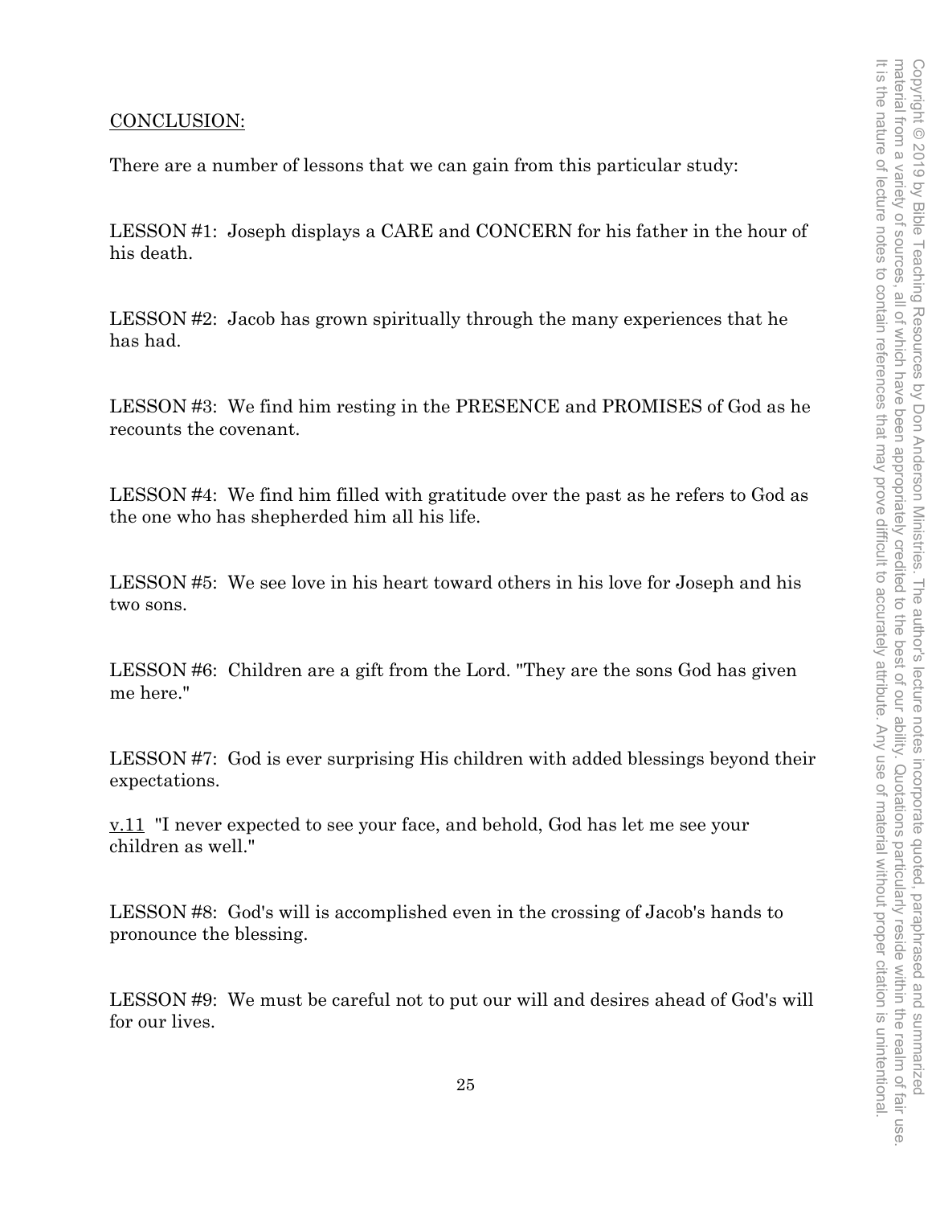## CONCLUSION:

There are a number of lessons that we can gain from this particular study:

LESSON #1: Joseph displays a CARE and CONCERN for his father in the hour of his death.

LESSON #2: Jacob has grown spiritually through the many experiences that he has had.

LESSON #3: We find him resting in the PRESENCE and PROMISES of God as he recounts the covenant.

LESSON #4: We find him filled with gratitude over the past as he refers to God as the one who has shepherded him all his life.

LESSON #5: We see love in his heart toward others in his love for Joseph and his two sons.

LESSON #6: Children are a gift from the Lord. "They are the sons God has given me here."

LESSON #7: God is ever surprising His children with added blessings beyond their expectations.

v.11 "I never expected to see your face, and behold, God has let me see your children as well."

LESSON #8: God's will is accomplished even in the crossing of Jacob's hands to pronounce the blessing.

LESSON #9: We must be careful not to put our will and desires ahead of God's will for our lives.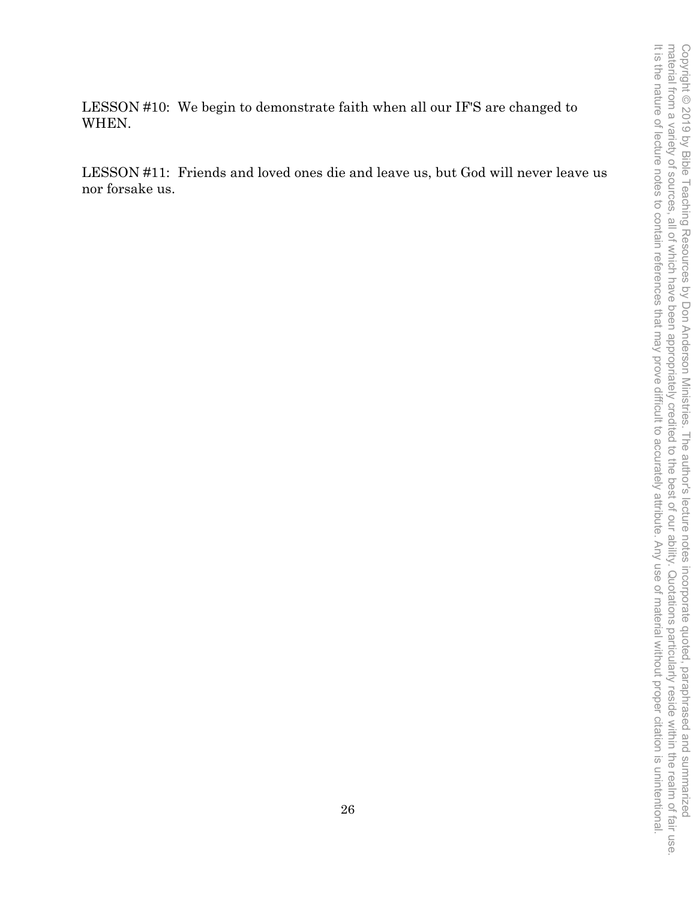LESSON #10: We begin to demonstrate faith when all our IF'S are changed to WHEN.

LESSON #11: Friends and loved ones die and leave us, but God will never leave us nor forsake us.